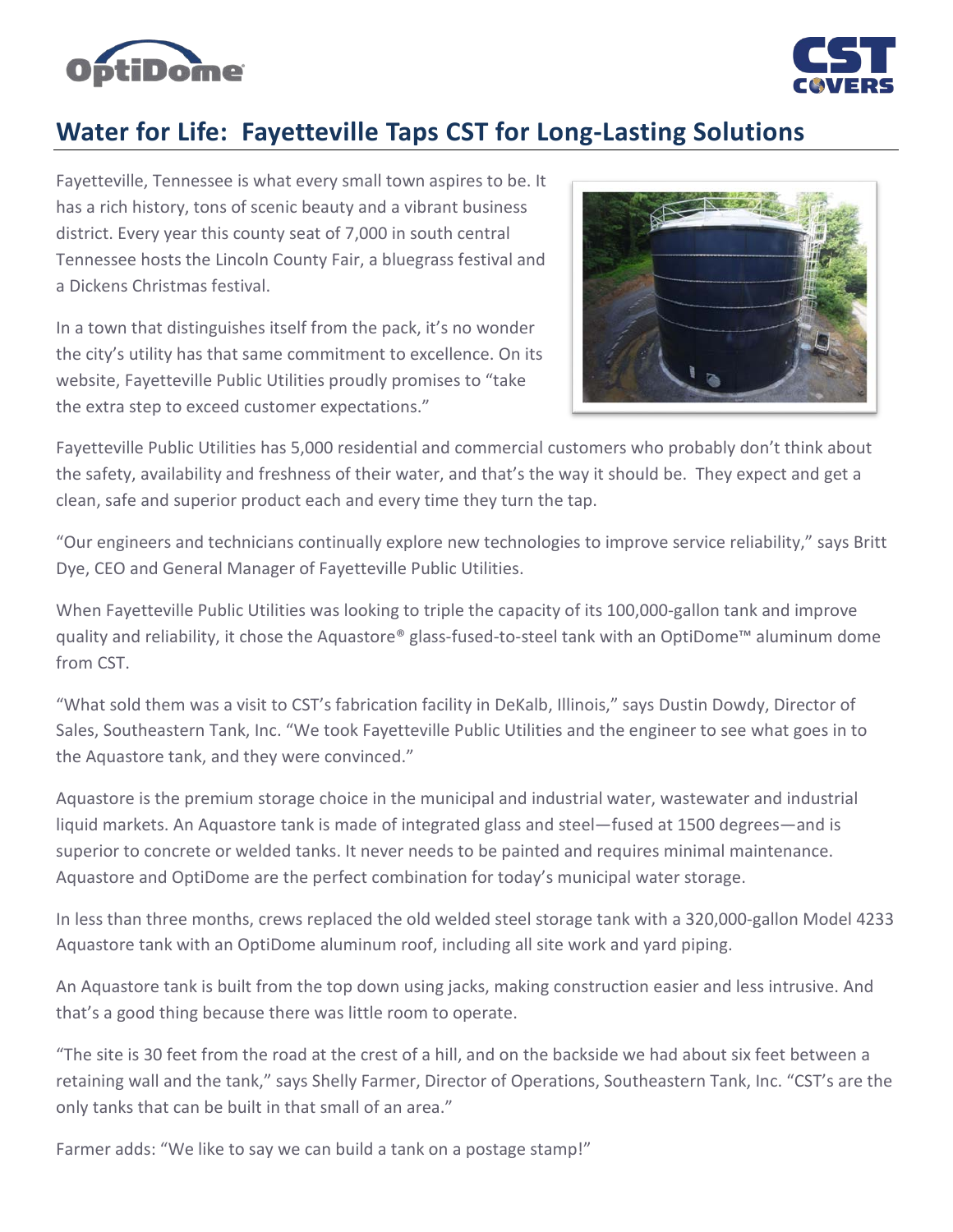# Water for Life: Fayetteville Taps CST for Long-Lasting Solutions

Fayetteville, Tennessee is what every small town aspires to be. It has a rich history, tons of scenic beauty and a vibrant business district. Every year this county seat of 7,000 in south central Tennessee hosts the Lincoln County Fair, a bluegrass festival and a Dickens Christmas festival.

In a town that distinguishes itself from the pack, it's no wonder the city's utility has that same commitment to excellence. On its website, Fayetteville Public Utilities proudly promises to "take the extra step to exceed customer expectations."

Fayetteville Public Utilities has 5,000 residential and commercial customers who probably don't think about the safety, availability and freshness of their water, and that's the way it should be. They expect and get a clean, safe and superior product each and every time they turn the tap.

"Our engineers and technicians continually explore new technologies to improve service reliability," says Britt Dye, CEO and General Manager of Fayetteville Public Utilities.

When Fayetteville Public Utilities was looking to triple the capacity of its 100,000-gallon tank and improve quality and reliability, it chose the Aquastore® glass-fused-to-steel tank with an OptiDome™ aluminum dome from CST.

"What sold them was a visit to CST's fabrication facility in DeKalb, Illinois," says Dustin Dowdy, Director of Sales, Southeastern Tank, Inc. "We took Fayetteville Public Utilities and the engineer to see what goes in to the Aquastore tank, and they were convinced."

Aquastore is the premium storage choice in the municipal and industrial water, wastewater and industrial liquid markets. An Aquastore tank is made of integrated glass and steel—fused at 1500 degrees—and is superior to concrete or welded tanks. It never needs to be painted and requires minimal maintenance. Aquastore and OptiDome are the perfect combination for today's municipal water storage.

In less than three months, crews replaced the old welded steel storage tank with a 320,000-gallon Model 4233 Aquastore tank with an OptiDome aluminum roof, including all site work and yard piping.

An Aquastore tank is built from the top down using jacks, making construction easier and less intrusive. And that's a good thing because there was little room to operate.

"The site is 30 feet from the road at the crest of a hill, and on the backside we had about six feet between a retaining wall and the tank," says Shelly Farmer, Director of Operations, Southeastern Tank, Inc. "CST's are the only tanks that can be built in that small of an area."

Farmer adds: "We like to say we can build a tank on a postage stamp!"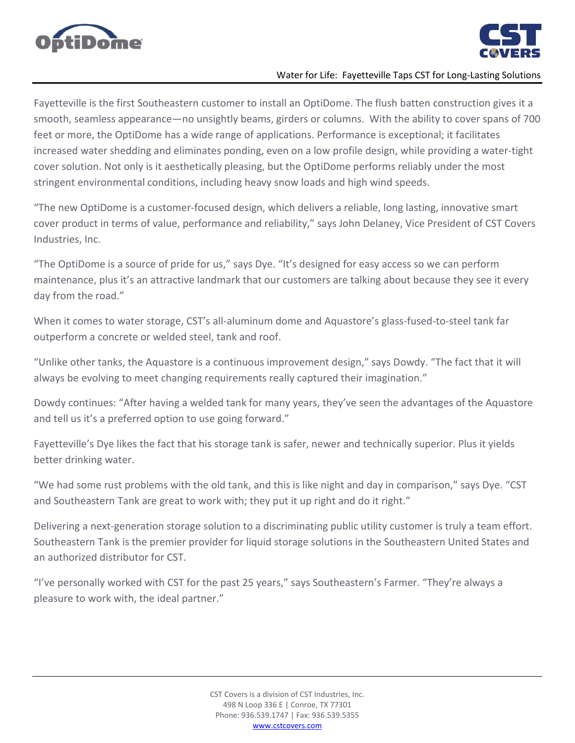Fayetteville is the first Southeastern customer to install an OptiDome. The flush batten construction gives it a smooth, seamless appearance—no unsightly beams, girders or columns. With the ability to cover spans of 700 feet or more, the OptiDome has a wide range of applications. Performance is exceptional; it facilitates increased water shedding and eliminates ponding, even on a low profile design, while providing a water-tight cover solution. Not only is it aesthetically pleasing, but the OptiDome performs reliably under the most stringent environmental conditions, including heavy snow loads and high wind speeds.

"The new OptiDome is a customer-focused design, which delivers a reliable, long lasting, innovative smart cover product in terms of value, performance and reliability," says John Delaney, Vice President of CST Covers Industries, Inc.

"The OptiDome is a source of pride for us," says Dye. "It's designed for easy access so we can perform maintenance, plus it's an attractive landmark that our customers are talking about because they see it every day from the road."

When it comes to water storage, CST's all-aluminum dome and Aquastore's glass-fused-to-steel tank far outperform a concrete or welded steel, tank and roof.

"Unlike other tanks, the Aquastore is a continuous improvement design," says Dowdy. "The fact that it will always be evolving to meet changing requirements really captured their imagination."

Dowdy continues: "After having a welded tank for many years, they've seen the advantages of the Aquastore and tell us it's a preferred option to use going forward."

Fayetteville's Dye likes the fact that his storage tank is safer, newer and technically superior. Plus it yields better drinking water.

"We had some rust problems with the old tank, and this is like night and day in comparison," says Dye. "CST and Southeastern Tank are great to work with; they put it up right and do it right."

Delivering a next-generation storage solution to a discriminating public utility customer is truly a team effort. Southeastern Tank is the premier provider for liquid storage solutions in the Southeastern United States and an authorized distributor for CST.

"I've personally worked with CST for the past 25 years," says Southeastern's Farmer. "They're always a pleasure to work with, the ideal partner."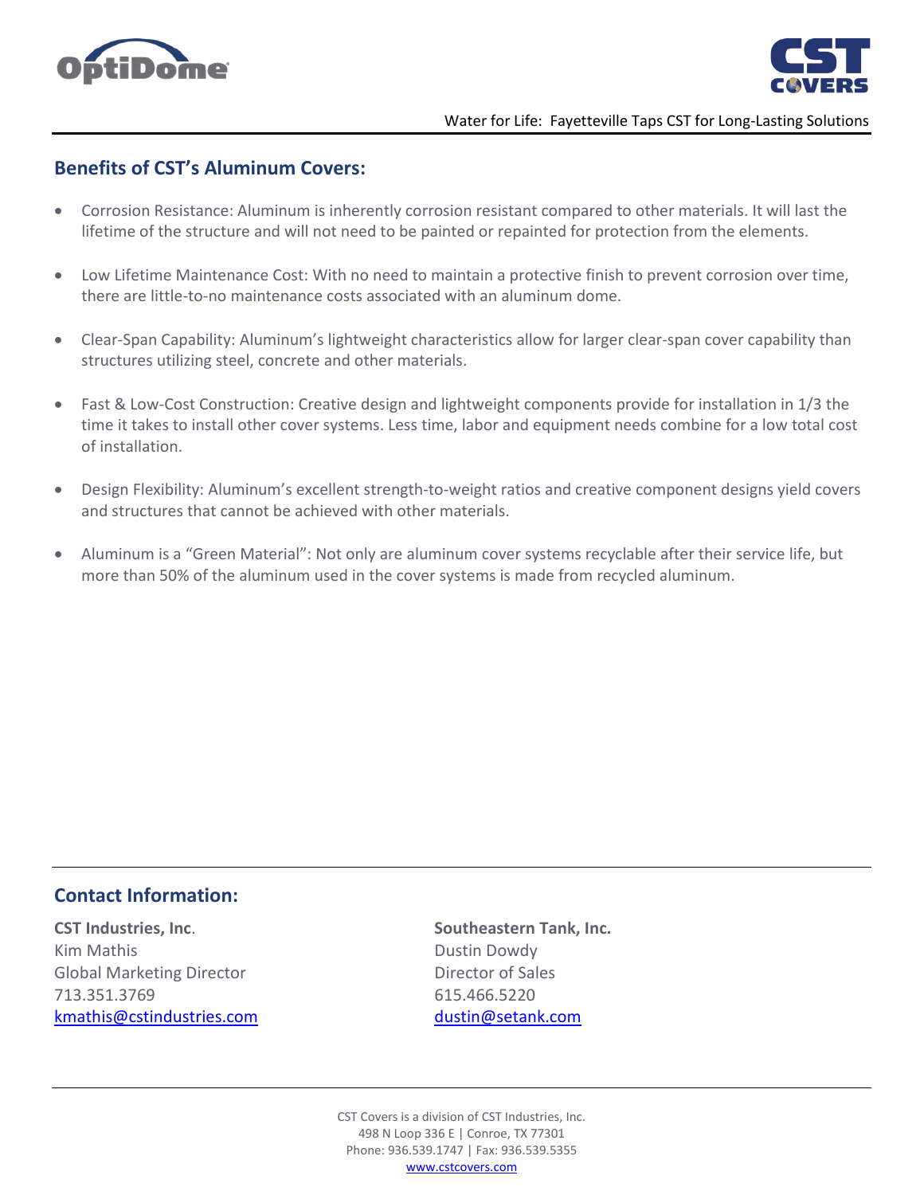## Benefits of CST's Aluminum Covers:

- Corrosion Resistance: Aluminum is inherently corrosion resistant compared to other materials. It will last the lifetime of the structure and will not need to be painted or repainted for protection from the elements.
- Low Lifetime Maintenance Cost: With no need to maintain a protective finish to prevent corrosion over time, there are little-to-no maintenance costs associated with an aluminum dome.
- Clear-Span Capability: Aluminum's lightweight characteristics allow for larger clear-span cover capability than structures utilizing steel, concrete and other materials.
- Fast & Low-Cost Construction: Creative design and lightweight components provide for installation in 1/3 the time it takes to install other cover systems. Less time, labor and equipment needs combine for a low total cost of installation.
- Design Flexibility: Aluminum's excellent strength-to-weight ratios and creative component designs yield covers and structures that cannot be achieved with other materials.
- Aluminum is a "Green Material": Not only are aluminum cover systems recyclable after their service life, but more than 50% of the aluminum used in the cover systems is made from recycled aluminum.

## Contact Information:

**CST Industries, Inc**.
Kim Mathis
Global Marketing Director
713.351.3769
kmathis@cstindustries.com

**Southeastern Tank, Inc.**
Dustin Dowdy
Director of Sales
615.466.5220
dustin@setank.com

CST Covers is a division of CST Industries, Inc.
498 N Loop 336 E | Conroe, TX 77301
Phone: 936.539.1747 | Fax: 936.539.5355
www.cstcovers.com